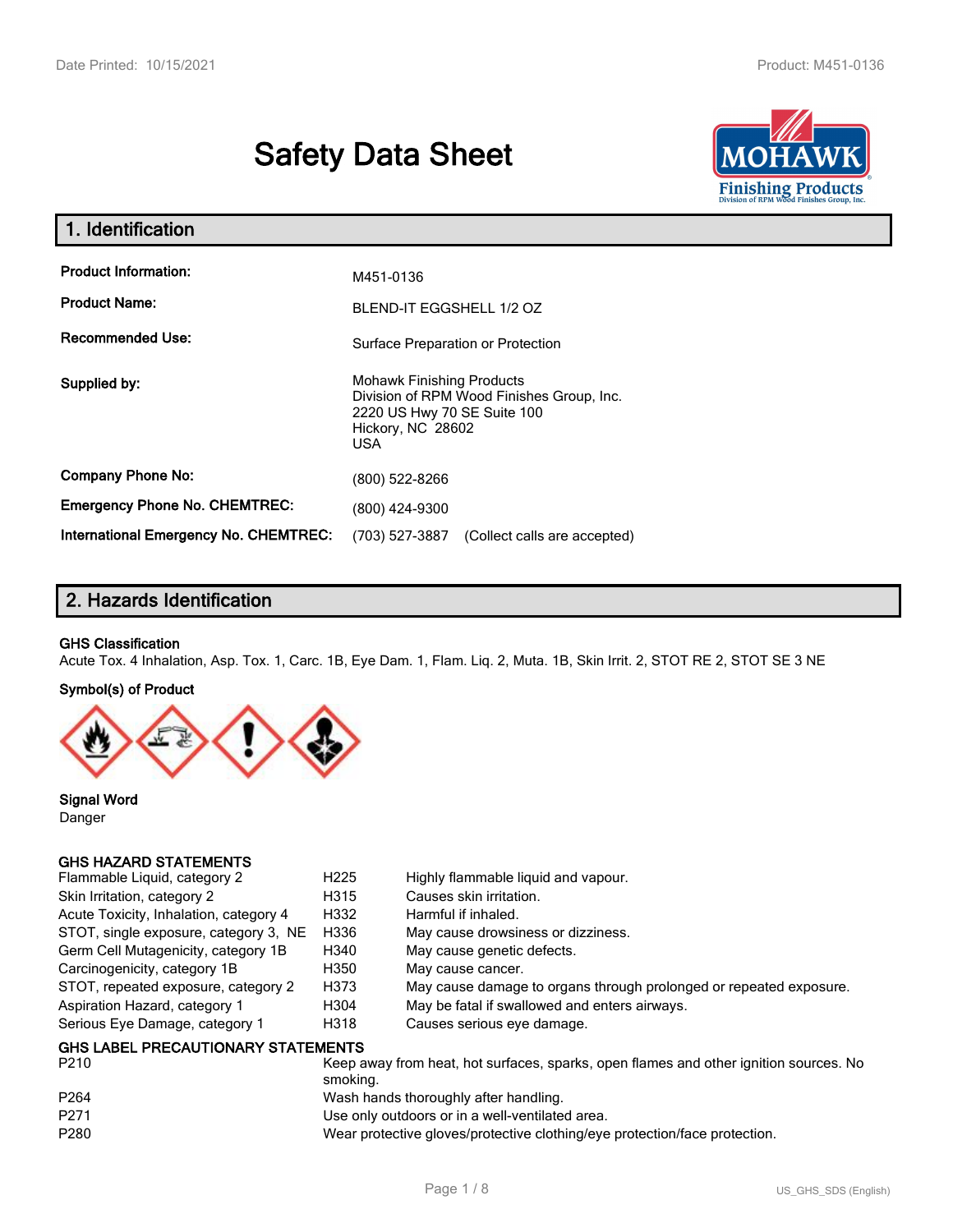# Safety Data Sheet

## 1. Identification

| | |
|---|---|
| **Product Information:** | M451-0136 |
| **Product Name:** | BLEND-IT EGGSHELL 1/2 OZ |
| **Recommended Use:** | Surface Preparation or Protection |
| **Supplied by:** | Mohawk Finishing Products<br>Division of RPM Wood Finishes Group, Inc.<br>2220 US Hwy 70 SE Suite 100<br>Hickory, NC 28602<br>USA |
| **Company Phone No:** | (800) 522-8266 |
| **Emergency Phone No. CHEMTREC:** | (800) 424-9300 |
| **International Emergency No. CHEMTREC:** | (703) 527-3887 (Collect calls are accepted) |

## 2. Hazards Identification

**GHS Classification**

Acute Tox. 4 Inhalation, Asp. Tox. 1, Carc. 1B, Eye Dam. 1, Flam. Liq. 2, Muta. 1B, Skin Irrit. 2, STOT RE 2, STOT SE 3 NE

**Symbol(s) of Product**

**Signal Word**

Danger

**GHS HAZARD STATEMENTS**

| | | |
|---|---|---|
| Flammable Liquid, category 2 | H225 | Highly flammable liquid and vapour. |
| Skin Irritation, category 2 | H315 | Causes skin irritation. |
| Acute Toxicity, Inhalation, category 4 | H332 | Harmful if inhaled. |
| STOT, single exposure, category 3, NE | H336 | May cause drowsiness or dizziness. |
| Germ Cell Mutagenicity, category 1B | H340 | May cause genetic defects. |
| Carcinogenicity, category 1B | H350 | May cause cancer. |
| STOT, repeated exposure, category 2 | H373 | May cause damage to organs through prolonged or repeated exposure. |
| Aspiration Hazard, category 1 | H304 | May be fatal if swallowed and enters airways. |
| Serious Eye Damage, category 1 | H318 | Causes serious eye damage. |

**GHS LABEL PRECAUTIONARY STATEMENTS**

| | |
|---|---|
| P210 | Keep away from heat, hot surfaces, sparks, open flames and other ignition sources. No smoking. |
| P264 | Wash hands thoroughly after handling. |
| P271 | Use only outdoors or in a well-ventilated area. |
| P280 | Wear protective gloves/protective clothing/eye protection/face protection. |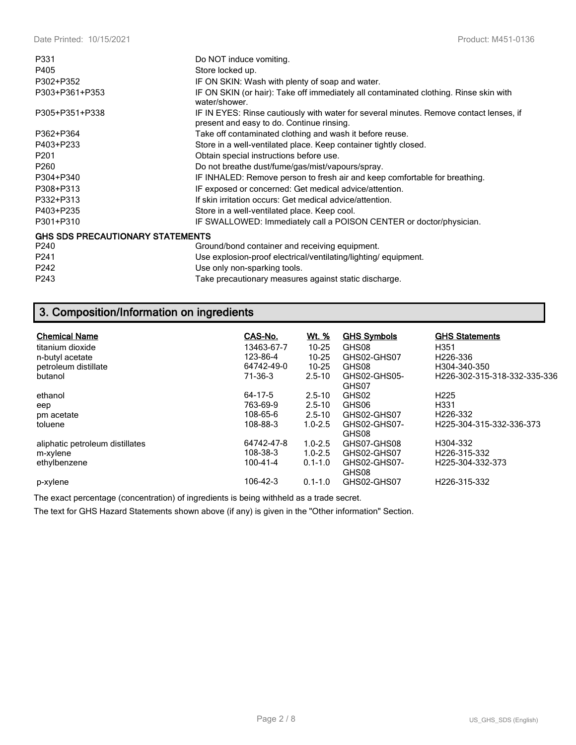| | |
|---|---|
| P331 | Do NOT induce vomiting. |
| P405 | Store locked up. |
| P302+P352 | IF ON SKIN: Wash with plenty of soap and water. |
| P303+P361+P353 | IF ON SKIN (or hair): Take off immediately all contaminated clothing. Rinse skin with water/shower. |
| P305+P351+P338 | IF IN EYES: Rinse cautiously with water for several minutes. Remove contact lenses, if present and easy to do. Continue rinsing. |
| P362+P364 | Take off contaminated clothing and wash it before reuse. |
| P403+P233 | Store in a well-ventilated place. Keep container tightly closed. |
| P201 | Obtain special instructions before use. |
| P260 | Do not breathe dust/fume/gas/mist/vapours/spray. |
| P304+P340 | IF INHALED: Remove person to fresh air and keep comfortable for breathing. |
| P308+P313 | IF exposed or concerned: Get medical advice/attention. |
| P332+P313 | If skin irritation occurs: Get medical advice/attention. |
| P403+P235 | Store in a well-ventilated place. Keep cool. |
| P301+P310 | IF SWALLOWED: Immediately call a POISON CENTER or doctor/physician. |

**GHS SDS PRECAUTIONARY STATEMENTS**

| | |
|---|---|
| P240 | Ground/bond container and receiving equipment. |
| P241 | Use explosion-proof electrical/ventilating/lighting/ equipment. |
| P242 | Use only non-sparking tools. |
| P243 | Take precautionary measures against static discharge. |

## 3. Composition/Information on ingredients

| Chemical Name | CAS-No. | Wt. % | GHS Symbols | GHS Statements |
|---|---|---|---|---|
| titanium dioxide | 13463-67-7 | 10-25 | GHS08 | H351 |
| n-butyl acetate | 123-86-4 | 10-25 | GHS02-GHS07 | H226-336 |
| petroleum distillate | 64742-49-0 | 10-25 | GHS08 | H304-340-350 |
| butanol | 71-36-3 | 2.5-10 | GHS02-GHS05-GHS07 | H226-302-315-318-332-335-336 |
| ethanol | 64-17-5 | 2.5-10 | GHS02 | H225 |
| eep | 763-69-9 | 2.5-10 | GHS06 | H331 |
| pm acetate | 108-65-6 | 2.5-10 | GHS02-GHS07 | H226-332 |
| toluene | 108-88-3 | 1.0-2.5 | GHS02-GHS07-GHS08 | H225-304-315-332-336-373 |
| aliphatic petroleum distillates | 64742-47-8 | 1.0-2.5 | GHS07-GHS08 | H304-332 |
| m-xylene | 108-38-3 | 1.0-2.5 | GHS02-GHS07 | H226-315-332 |
| ethylbenzene | 100-41-4 | 0.1-1.0 | GHS02-GHS07-GHS08 | H225-304-332-373 |
| p-xylene | 106-42-3 | 0.1-1.0 | GHS02-GHS07 | H226-315-332 |

The exact percentage (concentration) of ingredients is being withheld as a trade secret.

The text for GHS Hazard Statements shown above (if any) is given in the "Other information" Section.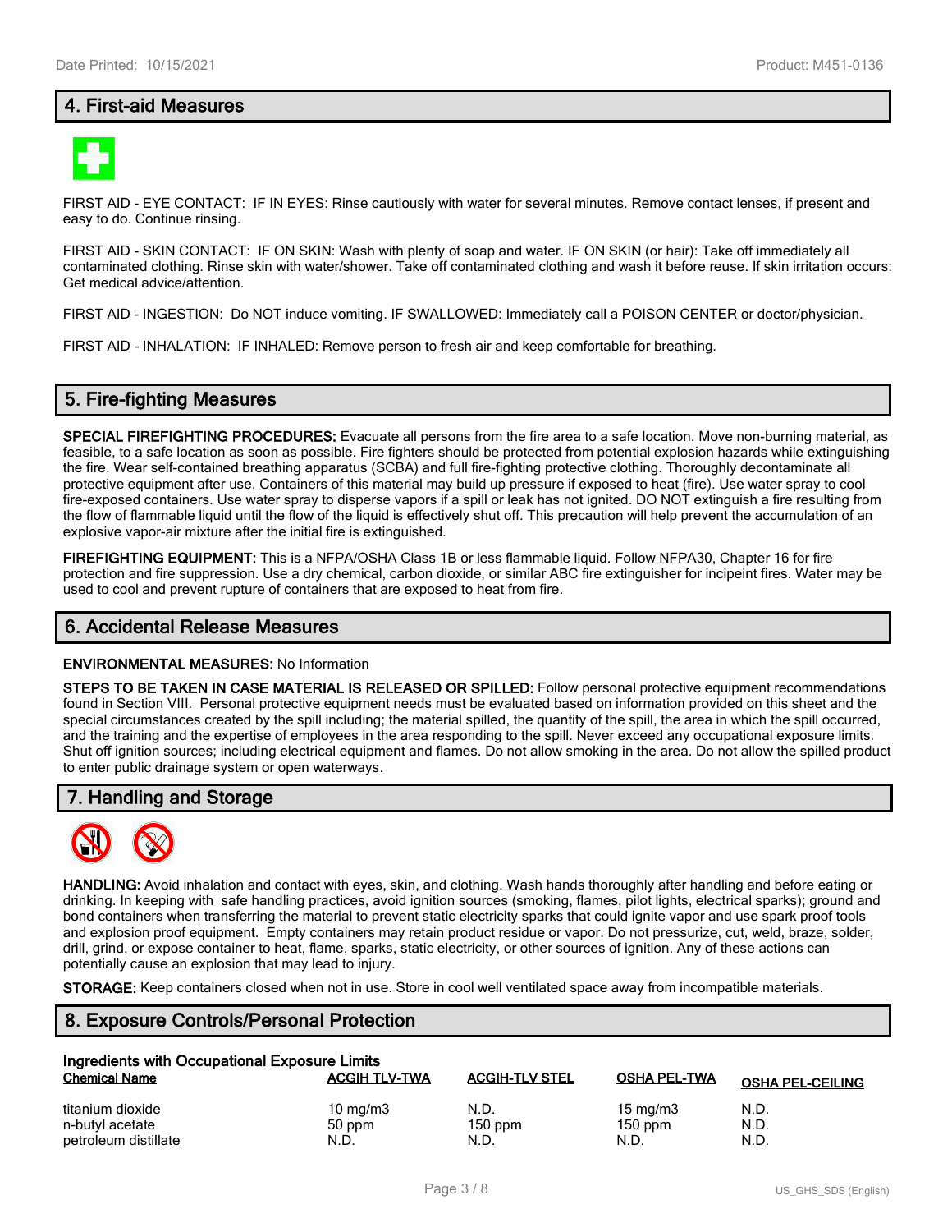## 4. First-aid Measures

FIRST AID - EYE CONTACT: IF IN EYES: Rinse cautiously with water for several minutes. Remove contact lenses, if present and easy to do. Continue rinsing.

FIRST AID - SKIN CONTACT: IF ON SKIN: Wash with plenty of soap and water. IF ON SKIN (or hair): Take off immediately all contaminated clothing. Rinse skin with water/shower. Take off contaminated clothing and wash it before reuse. If skin irritation occurs: Get medical advice/attention.

FIRST AID - INGESTION: Do NOT induce vomiting. IF SWALLOWED: Immediately call a POISON CENTER or doctor/physician.

FIRST AID - INHALATION: IF INHALED: Remove person to fresh air and keep comfortable for breathing.

## 5. Fire-fighting Measures

**SPECIAL FIREFIGHTING PROCEDURES:** Evacuate all persons from the fire area to a safe location. Move non-burning material, as feasible, to a safe location as soon as possible. Fire fighters should be protected from potential explosion hazards while extinguishing the fire. Wear self-contained breathing apparatus (SCBA) and full fire-fighting protective clothing. Thoroughly decontaminate all protective equipment after use. Containers of this material may build up pressure if exposed to heat (fire). Use water spray to cool fire-exposed containers. Use water spray to disperse vapors if a spill or leak has not ignited. DO NOT extinguish a fire resulting from the flow of flammable liquid until the flow of the liquid is effectively shut off. This precaution will help prevent the accumulation of an explosive vapor-air mixture after the initial fire is extinguished.

**FIREFIGHTING EQUIPMENT:** This is a NFPA/OSHA Class 1B or less flammable liquid. Follow NFPA30, Chapter 16 for fire protection and fire suppression. Use a dry chemical, carbon dioxide, or similar ABC fire extinguisher for incipeint fires. Water may be used to cool and prevent rupture of containers that are exposed to heat from fire.

## 6. Accidental Release Measures

**ENVIRONMENTAL MEASURES:** No Information

**STEPS TO BE TAKEN IN CASE MATERIAL IS RELEASED OR SPILLED:** Follow personal protective equipment recommendations found in Section VIII. Personal protective equipment needs must be evaluated based on information provided on this sheet and the special circumstances created by the spill including; the material spilled, the quantity of the spill, the area in which the spill occurred, and the training and the expertise of employees in the area responding to the spill. Never exceed any occupational exposure limits. Shut off ignition sources; including electrical equipment and flames. Do not allow smoking in the area. Do not allow the spilled product to enter public drainage system or open waterways.

## 7. Handling and Storage

**HANDLING:** Avoid inhalation and contact with eyes, skin, and clothing. Wash hands thoroughly after handling and before eating or drinking. In keeping with safe handling practices, avoid ignition sources (smoking, flames, pilot lights, electrical sparks); ground and bond containers when transferring the material to prevent static electricity sparks that could ignite vapor and use spark proof tools and explosion proof equipment. Empty containers may retain product residue or vapor. Do not pressurize, cut, weld, braze, solder, drill, grind, or expose container to heat, flame, sparks, static electricity, or other sources of ignition. Any of these actions can potentially cause an explosion that may lead to injury.

**STORAGE:** Keep containers closed when not in use. Store in cool well ventilated space away from incompatible materials.

## 8. Exposure Controls/Personal Protection

**Ingredients with Occupational Exposure Limits**

| Chemical Name | ACGIH TLV-TWA | ACGIH-TLV STEL | OSHA PEL-TWA | OSHA PEL-CEILING |
|---|---|---|---|---|
| titanium dioxide | 10 mg/m3 | N.D. | 15 mg/m3 | N.D. |
| n-butyl acetate | 50 ppm | 150 ppm | 150 ppm | N.D. |
| petroleum distillate | N.D. | N.D. | N.D. | N.D. |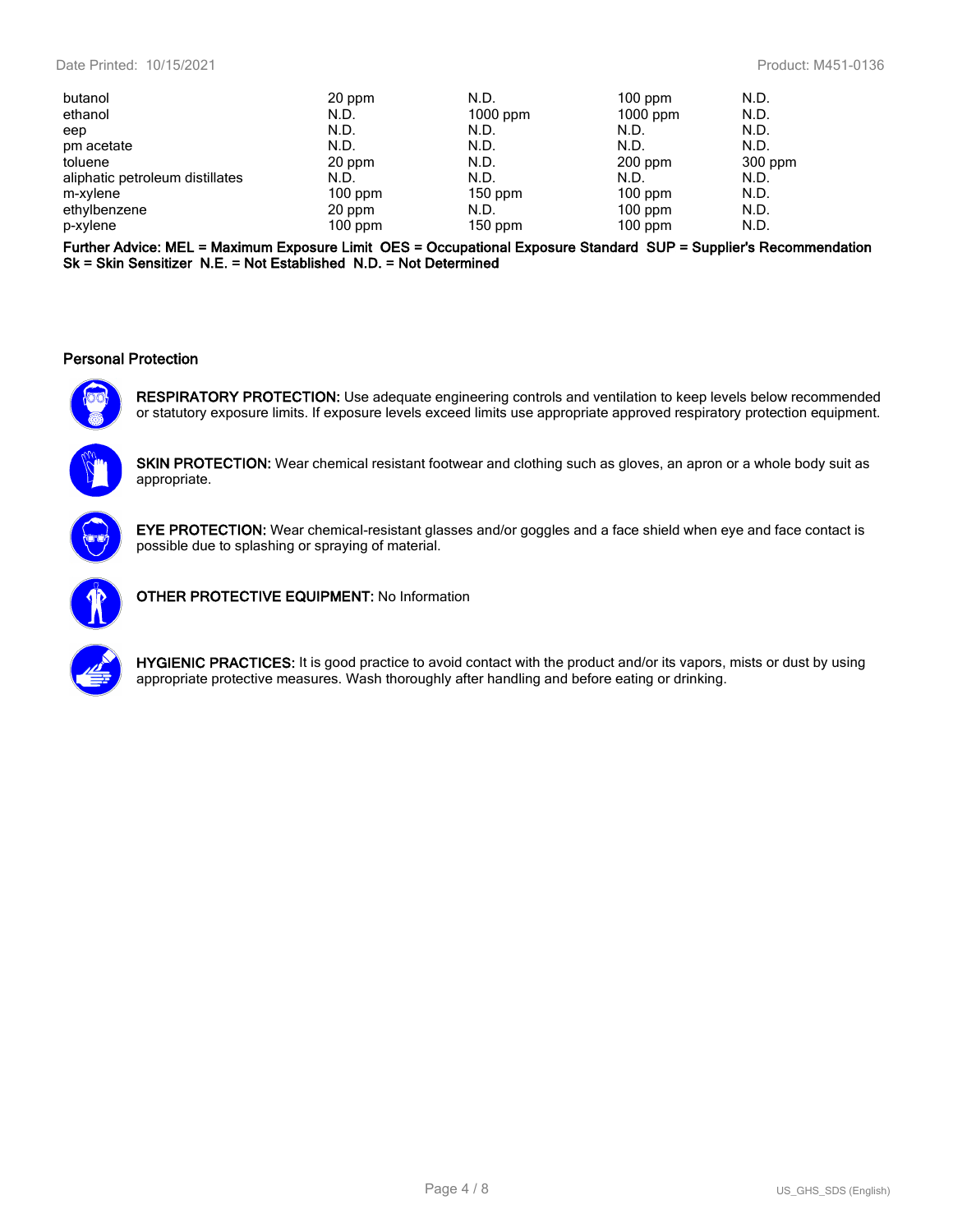| | | | | |
|---|---|---|---|---|
| butanol | 20 ppm | N.D. | 100 ppm | N.D. |
| ethanol | N.D. | 1000 ppm | 1000 ppm | N.D. |
| eep | N.D. | N.D. | N.D. | N.D. |
| pm acetate | N.D. | N.D. | N.D. | N.D. |
| toluene | 20 ppm | N.D. | 200 ppm | 300 ppm |
| aliphatic petroleum distillates | N.D. | N.D. | N.D. | N.D. |
| m-xylene | 100 ppm | 150 ppm | 100 ppm | N.D. |
| ethylbenzene | 20 ppm | N.D. | 100 ppm | N.D. |
| p-xylene | 100 ppm | 150 ppm | 100 ppm | N.D. |

**Further Advice: MEL = Maximum Exposure Limit OES = Occupational Exposure Standard SUP = Supplier's Recommendation Sk = Skin Sensitizer N.E. = Not Established N.D. = Not Determined**

### Personal Protection

**RESPIRATORY PROTECTION:** Use adequate engineering controls and ventilation to keep levels below recommended or statutory exposure limits. If exposure levels exceed limits use appropriate approved respiratory protection equipment.

**SKIN PROTECTION:** Wear chemical resistant footwear and clothing such as gloves, an apron or a whole body suit as appropriate.

**EYE PROTECTION:** Wear chemical-resistant glasses and/or goggles and a face shield when eye and face contact is possible due to splashing or spraying of material.

**OTHER PROTECTIVE EQUIPMENT:** No Information

**HYGIENIC PRACTICES:** It is good practice to avoid contact with the product and/or its vapors, mists or dust by using appropriate protective measures. Wash thoroughly after handling and before eating or drinking.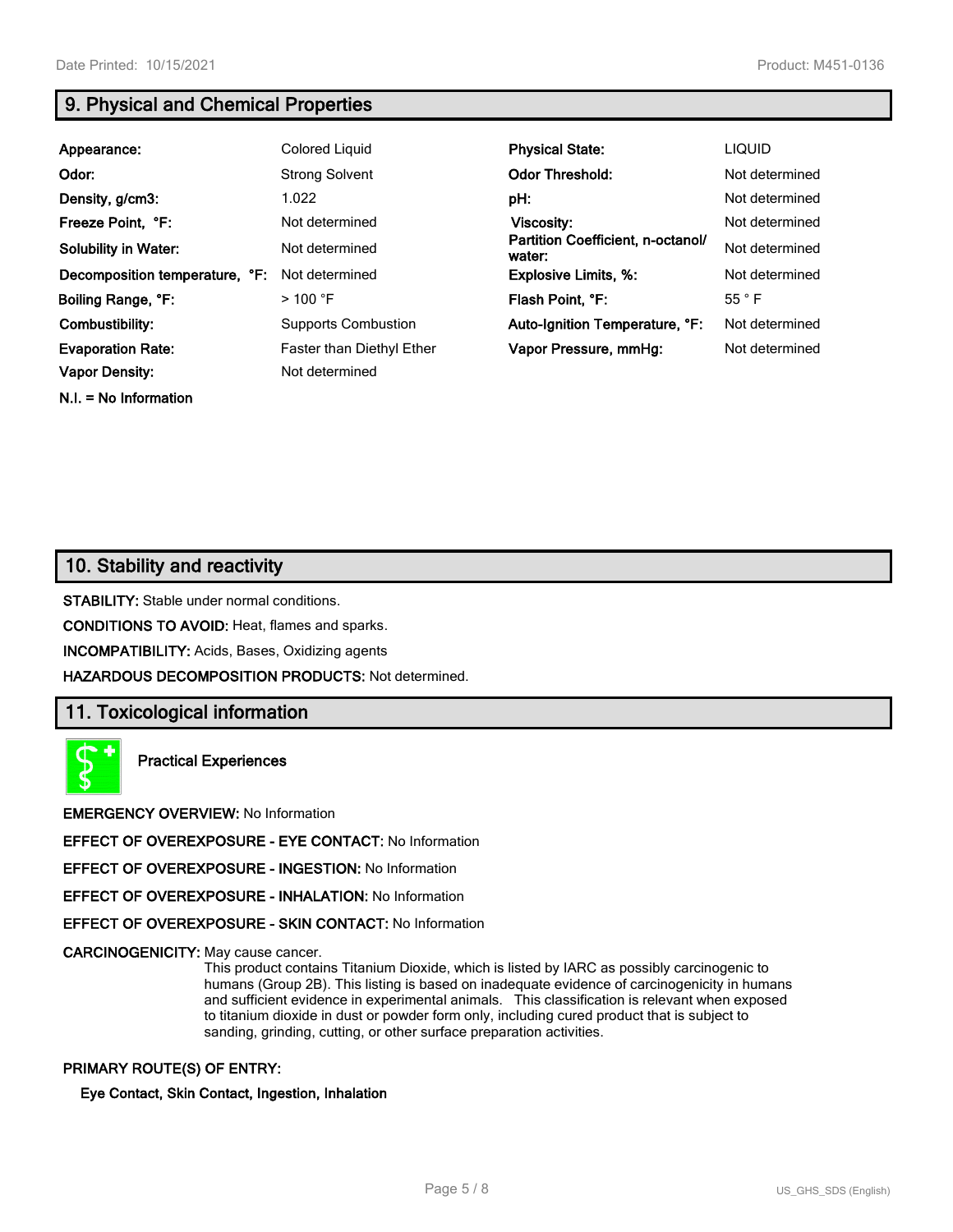## 9. Physical and Chemical Properties

| | | | |
|---|---|---|---|
| **Appearance:** | Colored Liquid | **Physical State:** | LIQUID |
| **Odor:** | Strong Solvent | **Odor Threshold:** | Not determined |
| **Density, g/cm3:** | 1.022 | **pH:** | Not determined |
| **Freeze Point, °F:** | Not determined | **Viscosity:** | Not determined |
| **Solubility in Water:** | Not determined | **Partition Coefficient, n-octanol/ water:** | Not determined |
| **Decomposition temperature, °F:** | Not determined | **Explosive Limits, %:** | Not determined |
| **Boiling Range, °F:** | > 100 °F | **Flash Point, °F:** | 55 ° F |
| **Combustibility:** | Supports Combustion | **Auto-Ignition Temperature, °F:** | Not determined |
| **Evaporation Rate:** | Faster than Diethyl Ether | **Vapor Pressure, mmHg:** | Not determined |
| **Vapor Density:** | Not determined | | |

**N.I. = No Information**

## 10. Stability and reactivity

**STABILITY:** Stable under normal conditions.

**CONDITIONS TO AVOID:** Heat, flames and sparks.

**INCOMPATIBILITY:** Acids, Bases, Oxidizing agents

**HAZARDOUS DECOMPOSITION PRODUCTS:** Not determined.

## 11. Toxicological information

**Practical Experiences**

**EMERGENCY OVERVIEW:** No Information

**EFFECT OF OVEREXPOSURE - EYE CONTACT:** No Information

**EFFECT OF OVEREXPOSURE - INGESTION:** No Information

**EFFECT OF OVEREXPOSURE - INHALATION:** No Information

**EFFECT OF OVEREXPOSURE - SKIN CONTACT:** No Information

**CARCINOGENICITY:** May cause cancer.

This product contains Titanium Dioxide, which is listed by IARC as possibly carcinogenic to humans (Group 2B). This listing is based on inadequate evidence of carcinogenicity in humans and sufficient evidence in experimental animals. This classification is relevant when exposed to titanium dioxide in dust or powder form only, including cured product that is subject to sanding, grinding, cutting, or other surface preparation activities.

**PRIMARY ROUTE(S) OF ENTRY:**

**Eye Contact, Skin Contact, Ingestion, Inhalation**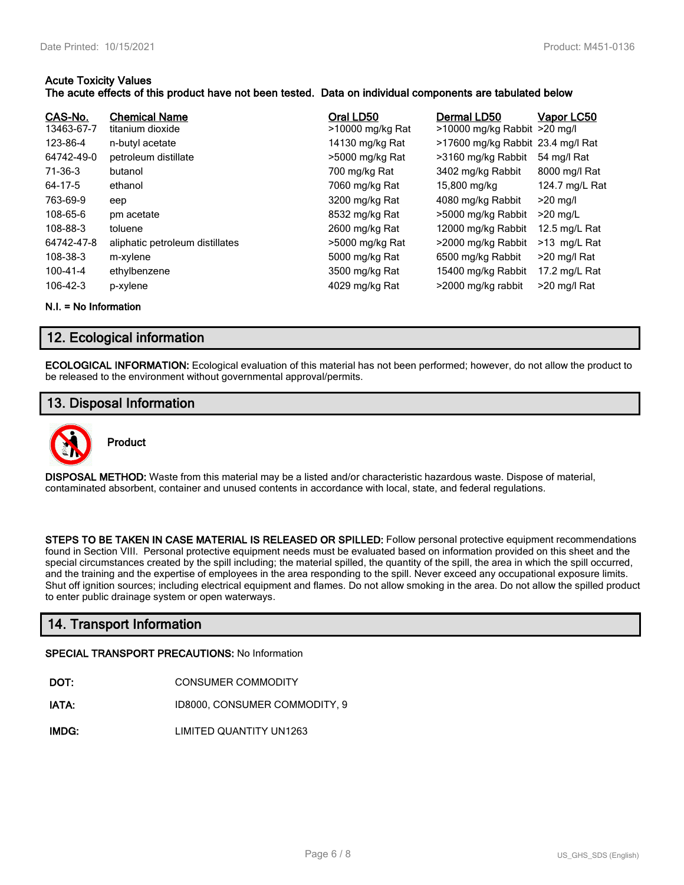**Acute Toxicity Values**
**The acute effects of this product have not been tested. Data on individual components are tabulated below**

| CAS-No. | Chemical Name | Oral LD50 | Dermal LD50 | Vapor LC50 |
|---|---|---|---|---|
| 13463-67-7 | titanium dioxide | >10000 mg/kg Rat | >10000 mg/kg Rabbit | >20 mg/l |
| 123-86-4 | n-butyl acetate | 14130 mg/kg Rat | >17600 mg/kg Rabbit | 23.4 mg/l Rat |
| 64742-49-0 | petroleum distillate | >5000 mg/kg Rat | >3160 mg/kg Rabbit | 54 mg/l Rat |
| 71-36-3 | butanol | 700 mg/kg Rat | 3402 mg/kg Rabbit | 8000 mg/l Rat |
| 64-17-5 | ethanol | 7060 mg/kg Rat | 15,800 mg/kg | 124.7 mg/L Rat |
| 763-69-9 | eep | 3200 mg/kg Rat | 4080 mg/kg Rabbit | >20 mg/l |
| 108-65-6 | pm acetate | 8532 mg/kg Rat | >5000 mg/kg Rabbit | >20 mg/L |
| 108-88-3 | toluene | 2600 mg/kg Rat | 12000 mg/kg Rabbit | 12.5 mg/L Rat |
| 64742-47-8 | aliphatic petroleum distillates | >5000 mg/kg Rat | >2000 mg/kg Rabbit | >13 mg/L Rat |
| 108-38-3 | m-xylene | 5000 mg/kg Rat | 6500 mg/kg Rabbit | >20 mg/l Rat |
| 100-41-4 | ethylbenzene | 3500 mg/kg Rat | 15400 mg/kg Rabbit | 17.2 mg/L Rat |
| 106-42-3 | p-xylene | 4029 mg/kg Rat | >2000 mg/kg rabbit | >20 mg/l Rat |

**N.I. = No Information**

## 12. Ecological information

**ECOLOGICAL INFORMATION:** Ecological evaluation of this material has not been performed; however, do not allow the product to be released to the environment without governmental approval/permits.

## 13. Disposal Information

**Product**

**DISPOSAL METHOD:** Waste from this material may be a listed and/or characteristic hazardous waste. Dispose of material, contaminated absorbent, container and unused contents in accordance with local, state, and federal regulations.

**STEPS TO BE TAKEN IN CASE MATERIAL IS RELEASED OR SPILLED:** Follow personal protective equipment recommendations found in Section VIII. Personal protective equipment needs must be evaluated based on information provided on this sheet and the special circumstances created by the spill including; the material spilled, the quantity of the spill, the area in which the spill occurred, and the training and the expertise of employees in the area responding to the spill. Never exceed any occupational exposure limits. Shut off ignition sources; including electrical equipment and flames. Do not allow smoking in the area. Do not allow the spilled product to enter public drainage system or open waterways.

## 14. Transport Information

**SPECIAL TRANSPORT PRECAUTIONS:** No Information

**DOT:** CONSUMER COMMODITY

**IATA:** ID8000, CONSUMER COMMODITY, 9

**IMDG:** LIMITED QUANTITY UN1263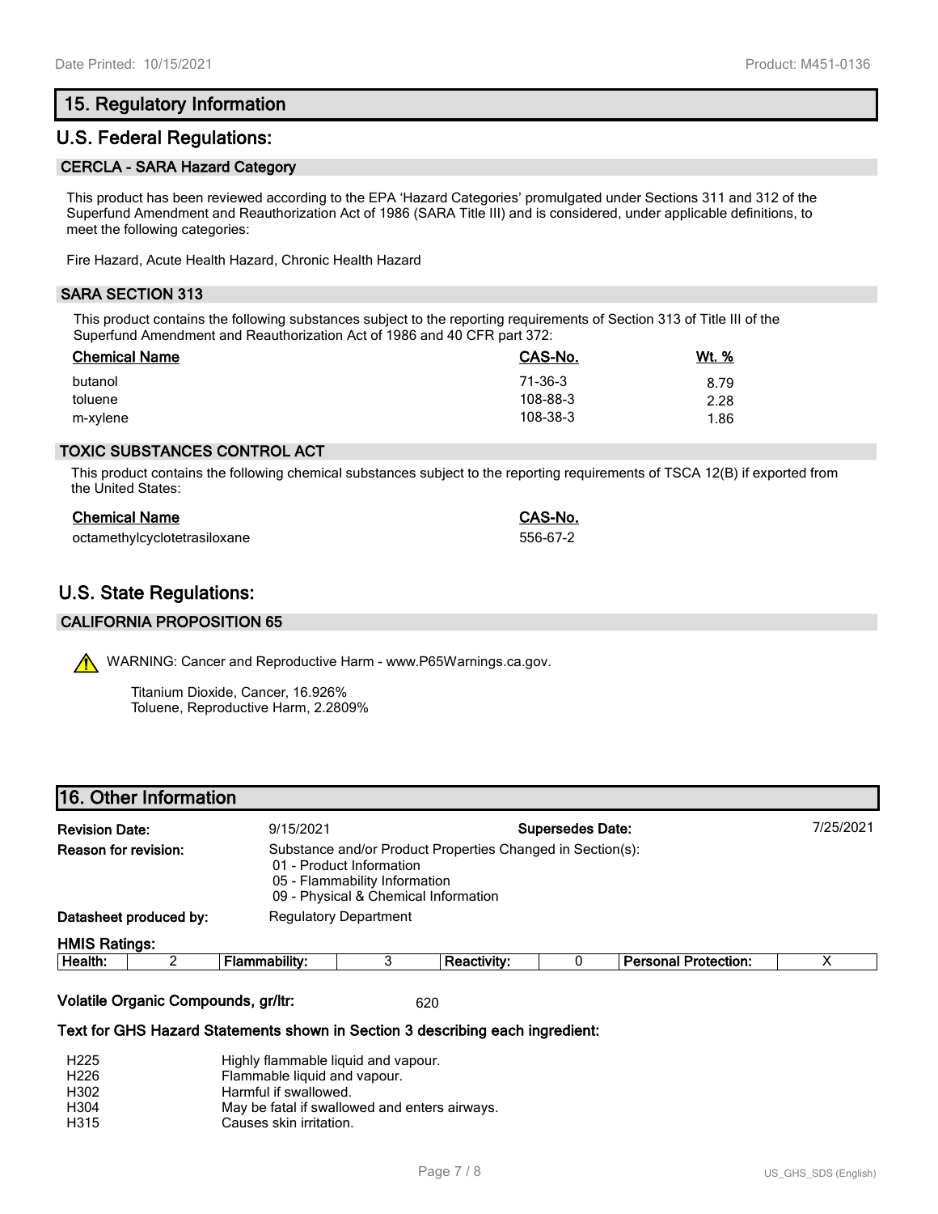## 15. Regulatory Information

## U.S. Federal Regulations:

### CERCLA - SARA Hazard Category

This product has been reviewed according to the EPA 'Hazard Categories' promulgated under Sections 311 and 312 of the Superfund Amendment and Reauthorization Act of 1986 (SARA Title III) and is considered, under applicable definitions, to meet the following categories:

Fire Hazard, Acute Health Hazard, Chronic Health Hazard

### SARA SECTION 313

This product contains the following substances subject to the reporting requirements of Section 313 of Title III of the Superfund Amendment and Reauthorization Act of 1986 and 40 CFR part 372:

| Chemical Name | CAS-No. | Wt. % |
|---|---|---|
| butanol | 71-36-3 | 8.79 |
| toluene | 108-88-3 | 2.28 |
| m-xylene | 108-38-3 | 1.86 |

### TOXIC SUBSTANCES CONTROL ACT

This product contains the following chemical substances subject to the reporting requirements of TSCA 12(B) if exported from the United States:

| Chemical Name | CAS-No. |
|---|---|
| octamethylcyclotetrasiloxane | 556-67-2 |

## U.S. State Regulations:

### CALIFORNIA PROPOSITION 65

WARNING: Cancer and Reproductive Harm - www.P65Warnings.ca.gov.

Titanium Dioxide, Cancer, 16.926%
Toluene, Reproductive Harm, 2.2809%

## 16. Other Information

**Revision Date:** 9/15/2021 **Supersedes Date:** 7/25/2021

**Reason for revision:** Substance and/or Product Properties Changed in Section(s):
- 01 - Product Information
- 05 - Flammability Information
- 09 - Physical & Chemical Information

**Datasheet produced by:** Regulatory Department

**HMIS Ratings:**

| Health: | 2 | Flammability: | 3 | Reactivity: | 0 | Personal Protection: | X |
|---|---|---|---|---|---|---|---|

**Volatile Organic Compounds, gr/ltr:** 620

**Text for GHS Hazard Statements shown in Section 3 describing each ingredient:**

| | |
|---|---|
| H225 | Highly flammable liquid and vapour. |
| H226 | Flammable liquid and vapour. |
| H302 | Harmful if swallowed. |
| H304 | May be fatal if swallowed and enters airways. |
| H315 | Causes skin irritation. |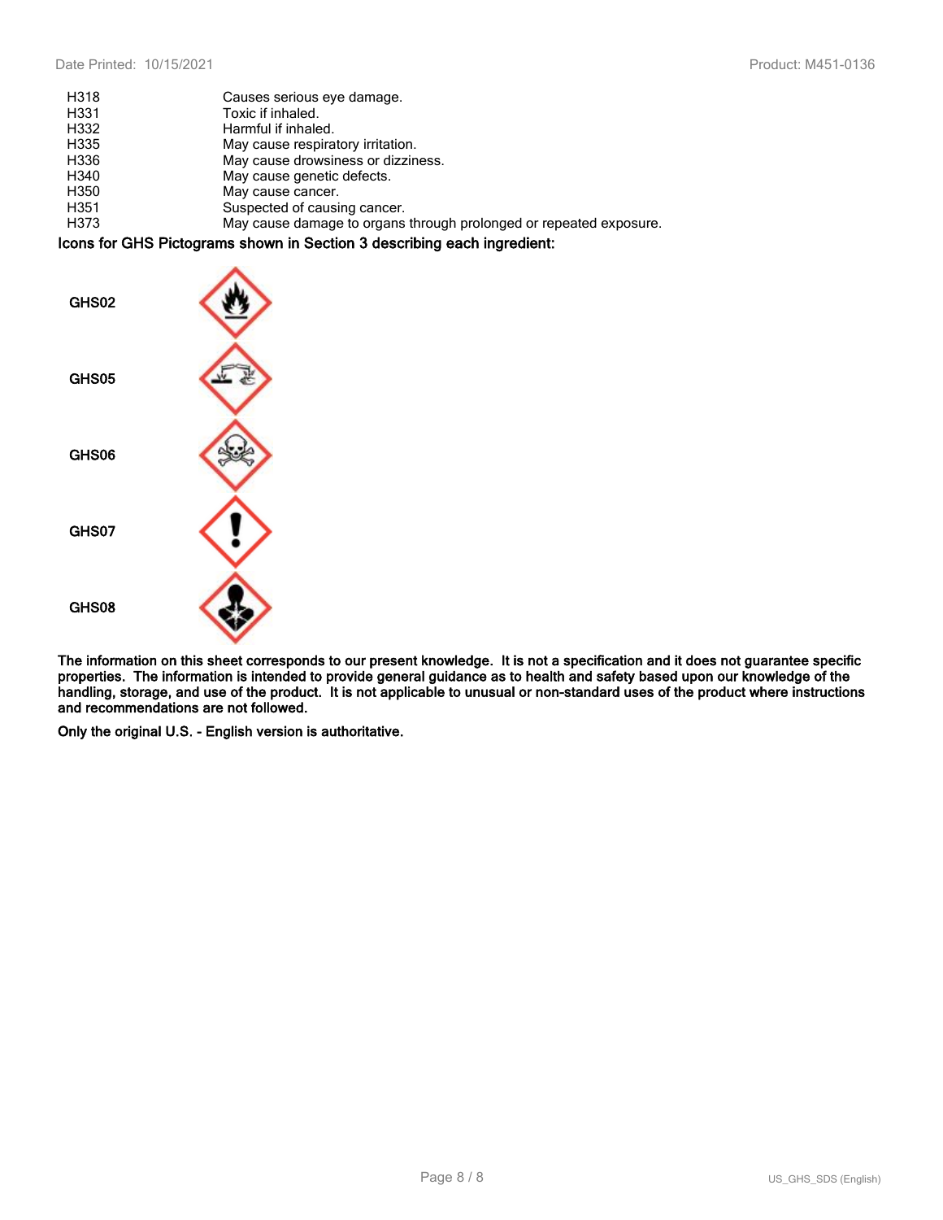| | |
|---|---|
| H318 | Causes serious eye damage. |
| H331 | Toxic if inhaled. |
| H332 | Harmful if inhaled. |
| H335 | May cause respiratory irritation. |
| H336 | May cause drowsiness or dizziness. |
| H340 | May cause genetic defects. |
| H350 | May cause cancer. |
| H351 | Suspected of causing cancer. |
| H373 | May cause damage to organs through prolonged or repeated exposure. |

**Icons for GHS Pictograms shown in Section 3 describing each ingredient:**

GHS02

GHS05

GHS06

GHS07

GHS08

**The information on this sheet corresponds to our present knowledge. It is not a specification and it does not guarantee specific properties. The information is intended to provide general guidance as to health and safety based upon our knowledge of the handling, storage, and use of the product. It is not applicable to unusual or non-standard uses of the product where instructions and recommendations are not followed.**

**Only the original U.S. - English version is authoritative.**